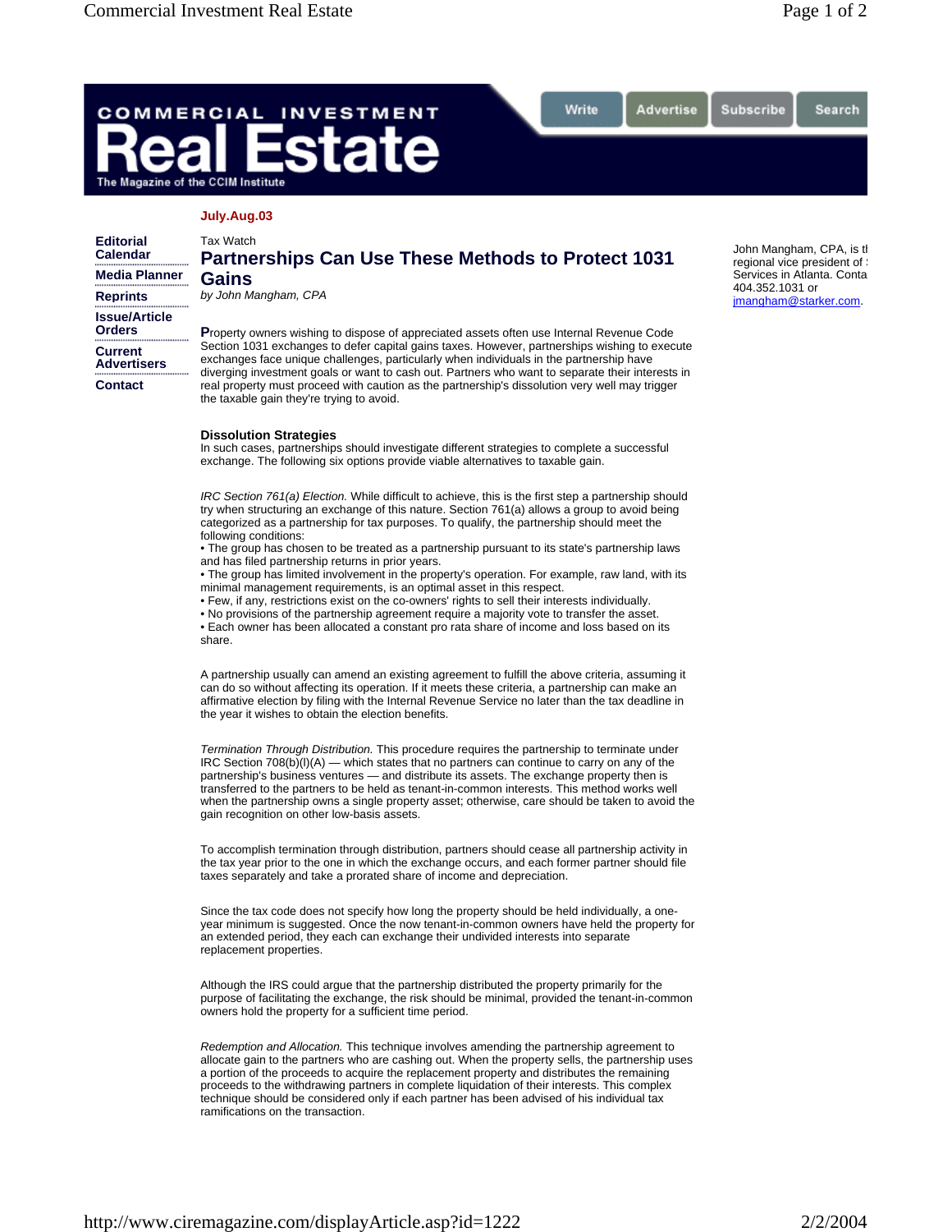July.Aug.03

Tax Watch

# Partnerships Can Use These Methods to Protect 1031 Gains

*by John Mangham, CPA*

John Mangham, CPA, is tl regional vice president of : Services in Atlanta. Conta 404.352.1031 or jmangham@starker.com.

Property owners wishing to dispose of appreciated assets often use Internal Revenue Code Section 1031 exchanges to defer capital gains taxes. However, partnerships wishing to execute exchanges face unique challenges, particularly when individuals in the partnership have diverging investment goals or want to cash out. Partners who want to separate their interests in real property must proceed with caution as the partnership's dissolution very well may trigger the taxable gain they're trying to avoid.

## Dissolution Strategies

In such cases, partnerships should investigate different strategies to complete a successful exchange. The following six options provide viable alternatives to taxable gain.

*IRC Section 761(a) Election.* While difficult to achieve, this is the first step a partnership should try when structuring an exchange of this nature. Section 761(a) allows a group to avoid being categorized as a partnership for tax purposes. To qualify, the partnership should meet the following conditions:

- The group has chosen to be treated as a partnership pursuant to its state's partnership laws and has filed partnership returns in prior years.
- The group has limited involvement in the property's operation. For example, raw land, with its minimal management requirements, is an optimal asset in this respect.
- Few, if any, restrictions exist on the co-owners' rights to sell their interests individually.
- No provisions of the partnership agreement require a majority vote to transfer the asset.
- Each owner has been allocated a constant pro rata share of income and loss based on its share.

A partnership usually can amend an existing agreement to fulfill the above criteria, assuming it can do so without affecting its operation. If it meets these criteria, a partnership can make an affirmative election by filing with the Internal Revenue Service no later than the tax deadline in the year it wishes to obtain the election benefits.

*Termination Through Distribution.* This procedure requires the partnership to terminate under IRC Section 708(b)(l)(A) — which states that no partners can continue to carry on any of the partnership's business ventures — and distribute its assets. The exchange property then is transferred to the partners to be held as tenant-in-common interests. This method works well when the partnership owns a single property asset; otherwise, care should be taken to avoid the gain recognition on other low-basis assets.

To accomplish termination through distribution, partners should cease all partnership activity in the tax year prior to the one in which the exchange occurs, and each former partner should file taxes separately and take a prorated share of income and depreciation.

Since the tax code does not specify how long the property should be held individually, a one-year minimum is suggested. Once the now tenant-in-common owners have held the property for an extended period, they each can exchange their undivided interests into separate replacement properties.

Although the IRS could argue that the partnership distributed the property primarily for the purpose of facilitating the exchange, the risk should be minimal, provided the tenant-in-common owners hold the property for a sufficient time period.

*Redemption and Allocation.* This technique involves amending the partnership agreement to allocate gain to the partners who are cashing out. When the property sells, the partnership uses a portion of the proceeds to acquire the replacement property and distributes the remaining proceeds to the withdrawing partners in complete liquidation of their interests. This complex technique should be considered only if each partner has been advised of his individual tax ramifications on the transaction.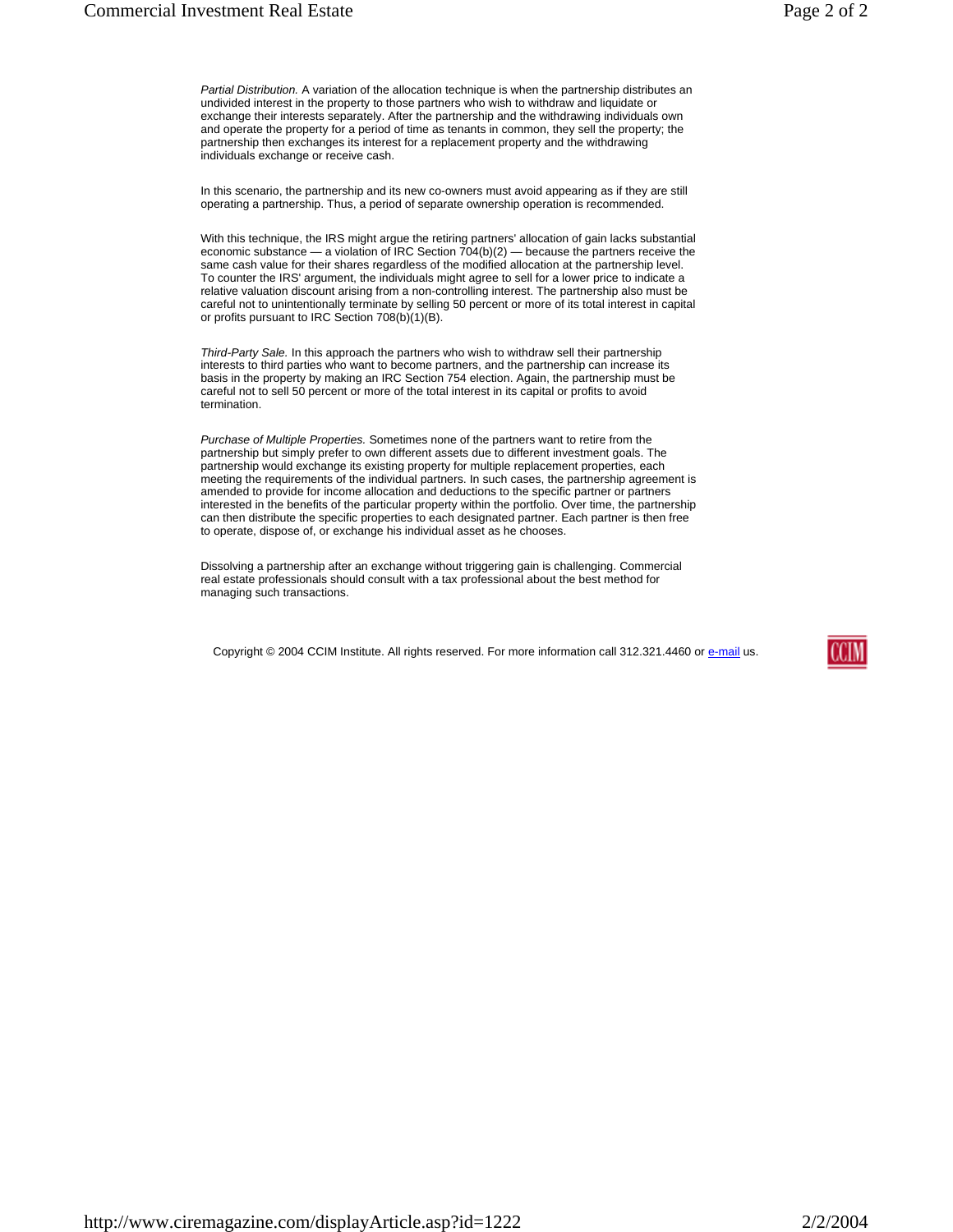*Partial Distribution.* A variation of the allocation technique is when the partnership distributes an undivided interest in the property to those partners who wish to withdraw and liquidate or exchange their interests separately. After the partnership and the withdrawing individuals own and operate the property for a period of time as tenants in common, they sell the property; the partnership then exchanges its interest for a replacement property and the withdrawing individuals exchange or receive cash.

In this scenario, the partnership and its new co-owners must avoid appearing as if they are still operating a partnership. Thus, a period of separate ownership operation is recommended.

With this technique, the IRS might argue the retiring partners' allocation of gain lacks substantial economic substance — a violation of IRC Section 704(b)(2) — because the partners receive the same cash value for their shares regardless of the modified allocation at the partnership level. To counter the IRS' argument, the individuals might agree to sell for a lower price to indicate a relative valuation discount arising from a non-controlling interest. The partnership also must be careful not to unintentionally terminate by selling 50 percent or more of its total interest in capital or profits pursuant to IRC Section 708(b)(1)(B).

*Third-Party Sale.* In this approach the partners who wish to withdraw sell their partnership interests to third parties who want to become partners, and the partnership can increase its basis in the property by making an IRC Section 754 election. Again, the partnership must be careful not to sell 50 percent or more of the total interest in its capital or profits to avoid termination.

*Purchase of Multiple Properties.* Sometimes none of the partners want to retire from the partnership but simply prefer to own different assets due to different investment goals. The partnership would exchange its existing property for multiple replacement properties, each meeting the requirements of the individual partners. In such cases, the partnership agreement is amended to provide for income allocation and deductions to the specific partner or partners interested in the benefits of the particular property within the portfolio. Over time, the partnership can then distribute the specific properties to each designated partner. Each partner is then free to operate, dispose of, or exchange his individual asset as he chooses.

Dissolving a partnership after an exchange without triggering gain is challenging. Commercial real estate professionals should consult with a tax professional about the best method for managing such transactions.

Copyright © 2004 CCIM Institute. All rights reserved. For more information call 312.321.4460 or e-mail us.